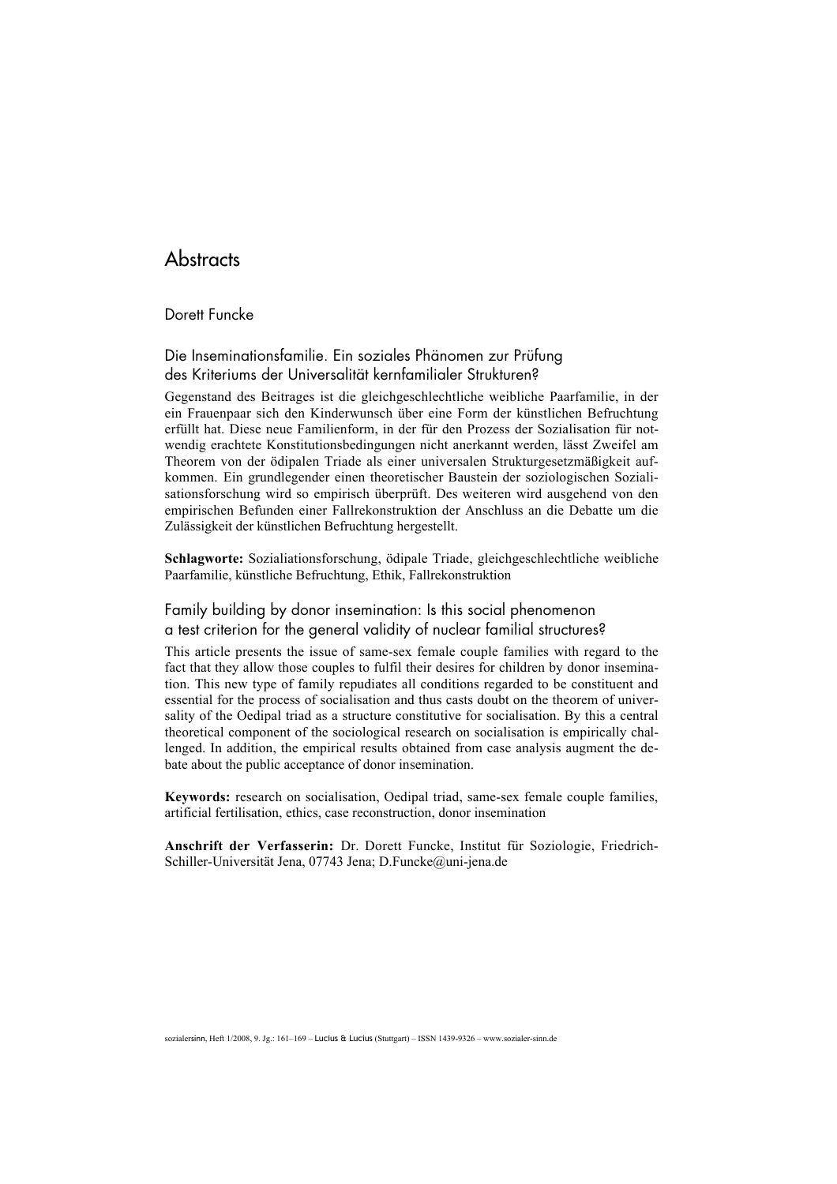# Abstracts

## Dorett Funcke

### Die Inseminationsfamilie. Ein soziales Phänomen zur Prüfung des Kriteriums der Universalität kernfamilialer Strukturen?

Gegenstand des Beitrages ist die gleichgeschlechtliche weibliche Paarfamilie, in der ein Frauenpaar sich den Kinderwunsch über eine Form der künstlichen Befruchtung erfüllt hat. Diese neue Familienform, in der für den Prozess der Sozialisation für notwendig erachtete Konstitutionsbedingungen nicht anerkannt werden, lässt Zweifel am Theorem von der ödipalen Triade als einer universalen Strukturgesetzmäßigkeit aufkommen. Ein grundlegender einen theoretischer Baustein der soziologischen Sozialisationsforschung wird so empirisch überprüft. Des weiteren wird ausgehend von den empirischen Befunden einer Fallrekonstruktion der Anschluss an die Debatte um die Zulässigkeit der künstlichen Befruchtung hergestellt.

**Schlagworte:** Sozialiationsforschung, ödipale Triade, gleichgeschlechtliche weibliche Paarfamilie, künstliche Befruchtung, Ethik, Fallrekonstruktion

### Family building by donor insemination: Is this social phenomenon a test criterion for the general validity of nuclear familial structures?

This article presents the issue of same-sex female couple families with regard to the fact that they allow those couples to fulfil their desires for children by donor insemination. This new type of family repudiates all conditions regarded to be constituent and essential for the process of socialisation and thus casts doubt on the theorem of universality of the Oedipal triad as a structure constitutive for socialisation. By this a central theoretical component of the sociological research on socialisation is empirically challenged. In addition, the empirical results obtained from case analysis augment the debate about the public acceptance of donor insemination.

**Keywords:** research on socialisation, Oedipal triad, same-sex female couple families, artificial fertilisation, ethics, case reconstruction, donor insemination

**Anschrift der Verfasserin:** Dr. Dorett Funcke, Institut für Soziologie, Friedrich-Schiller-Universität Jena, 07743 Jena; D.Funcke@uni-jena.de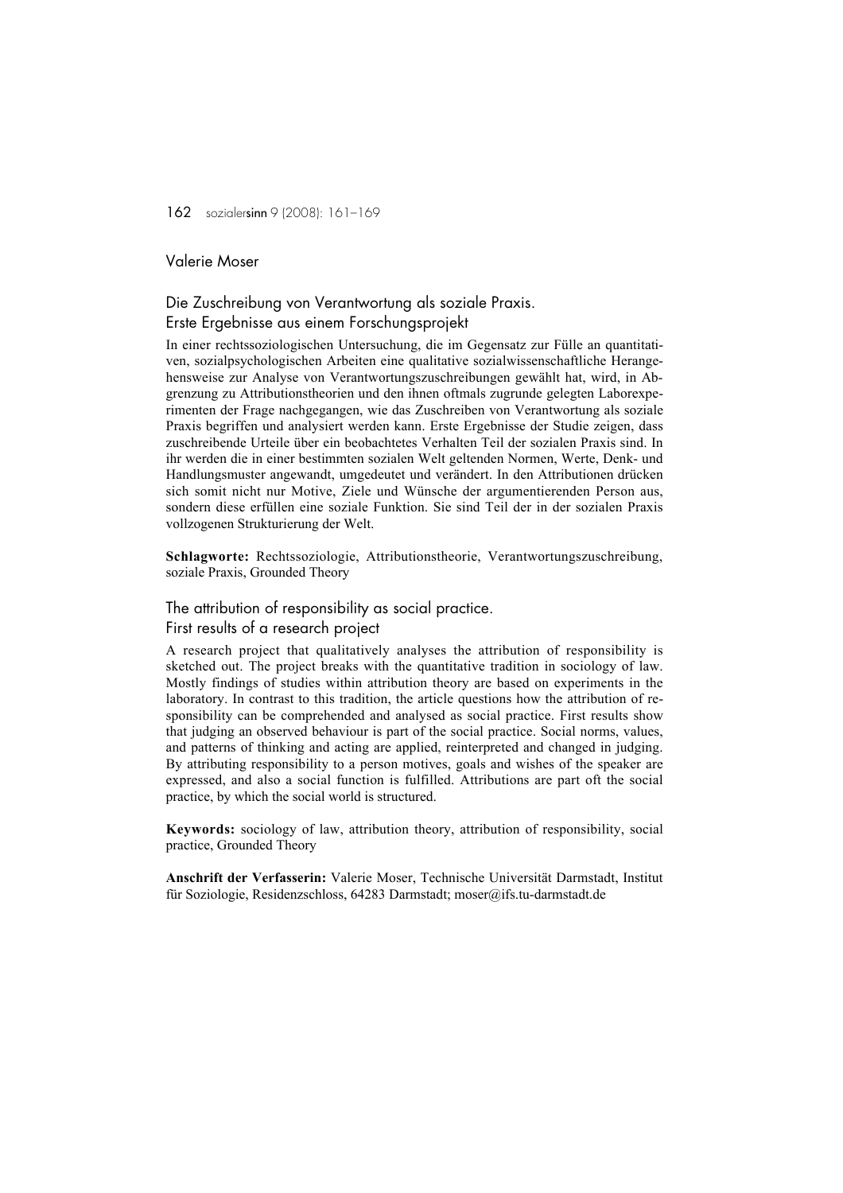Valerie Moser

## Die Zuschreibung von Verantwortung als soziale Praxis. Erste Ergebnisse aus einem Forschungsprojekt

In einer rechtssoziologischen Untersuchung, die im Gegensatz zur Fülle an quantitativen, sozialpsychologischen Arbeiten eine qualitative sozialwissenschaftliche Herangehensweise zur Analyse von Verantwortungszuschreibungen gewählt hat, wird, in Abgrenzung zu Attributionstheorien und den ihnen oftmals zugrunde gelegten Laborexperimenten der Frage nachgegangen, wie das Zuschreiben von Verantwortung als soziale Praxis begriffen und analysiert werden kann. Erste Ergebnisse der Studie zeigen, dass zuschreibende Urteile über ein beobachtetes Verhalten Teil der sozialen Praxis sind. In ihr werden die in einer bestimmten sozialen Welt geltenden Normen, Werte, Denk- und Handlungsmuster angewandt, umgedeutet und verändert. In den Attributionen drücken sich somit nicht nur Motive, Ziele und Wünsche der argumentierenden Person aus, sondern diese erfüllen eine soziale Funktion. Sie sind Teil der in der sozialen Praxis vollzogenen Strukturierung der Welt.

**Schlagworte:** Rechtssoziologie, Attributionstheorie, Verantwortungszuschreibung, soziale Praxis, Grounded Theory

## The attribution of responsibility as social practice. First results of a research project

A research project that qualitatively analyses the attribution of responsibility is sketched out. The project breaks with the quantitative tradition in sociology of law. Mostly findings of studies within attribution theory are based on experiments in the laboratory. In contrast to this tradition, the article questions how the attribution of responsibility can be comprehended and analysed as social practice. First results show that judging an observed behaviour is part of the social practice. Social norms, values, and patterns of thinking and acting are applied, reinterpreted and changed in judging. By attributing responsibility to a person motives, goals and wishes of the speaker are expressed, and also a social function is fulfilled. Attributions are part oft the social practice, by which the social world is structured.

**Keywords:** sociology of law, attribution theory, attribution of responsibility, social practice, Grounded Theory

**Anschrift der Verfasserin:** Valerie Moser, Technische Universität Darmstadt, Institut für Soziologie, Residenzschloss, 64283 Darmstadt; moser@ifs.tu-darmstadt.de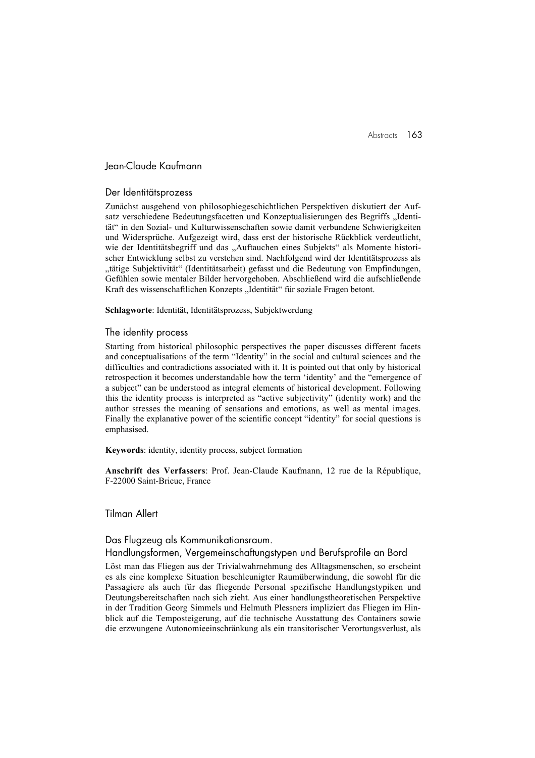## Jean-Claude Kaufmann

### Der Identitätsprozess

Zunächst ausgehend von philosophiegeschichtlichen Perspektiven diskutiert der Aufsatz verschiedene Bedeutungsfacetten und Konzeptualisierungen des Begriffs „Identität" in den Sozial- und Kulturwissenschaften sowie damit verbundene Schwierigkeiten und Widersprüche. Aufgezeigt wird, dass erst der historische Rückblick verdeutlicht, wie der Identitätsbegriff und das „Auftauchen eines Subjekts" als Momente historischer Entwicklung selbst zu verstehen sind. Nachfolgend wird der Identitätsprozess als „tätige Subjektivität" (Identitätsarbeit) gefasst und die Bedeutung von Empfindungen, Gefühlen sowie mentaler Bilder hervorgehoben. Abschließend wird die aufschließende Kraft des wissenschaftlichen Konzepts „Identität" für soziale Fragen betont.

**Schlagworte**: Identität, Identitätsprozess, Subjektwerdung

### The identity process

Starting from historical philosophic perspectives the paper discusses different facets and conceptualisations of the term "Identity" in the social and cultural sciences and the difficulties and contradictions associated with it. It is pointed out that only by historical retrospection it becomes understandable how the term 'identity' and the "emergence of a subject" can be understood as integral elements of historical development. Following this the identity process is interpreted as "active subjectivity" (identity work) and the author stresses the meaning of sensations and emotions, as well as mental images. Finally the explanative power of the scientific concept "identity" for social questions is emphasised.

**Keywords**: identity, identity process, subject formation

**Anschrift des Verfassers**: Prof. Jean-Claude Kaufmann, 12 rue de la République, F-22000 Saint-Brieuc, France

## Tilman Allert

### Das Flugzeug als Kommunikationsraum. Handlungsformen, Vergemeinschaftungstypen und Berufsprofile an Bord

Löst man das Fliegen aus der Trivialwahrnehmung des Alltagsmenschen, so erscheint es als eine komplexe Situation beschleunigter Raumüberwindung, die sowohl für die Passagiere als auch für das fliegende Personal spezifische Handlungstypiken und Deutungsbereitschaften nach sich zieht. Aus einer handlungstheoretischen Perspektive in der Tradition Georg Simmels und Helmuth Plessners impliziert das Fliegen im Hinblick auf die Temposteigerung, auf die technische Ausstattung des Containers sowie die erzwungene Autonomieeinschränkung als ein transitorischer Verortungsverlust, als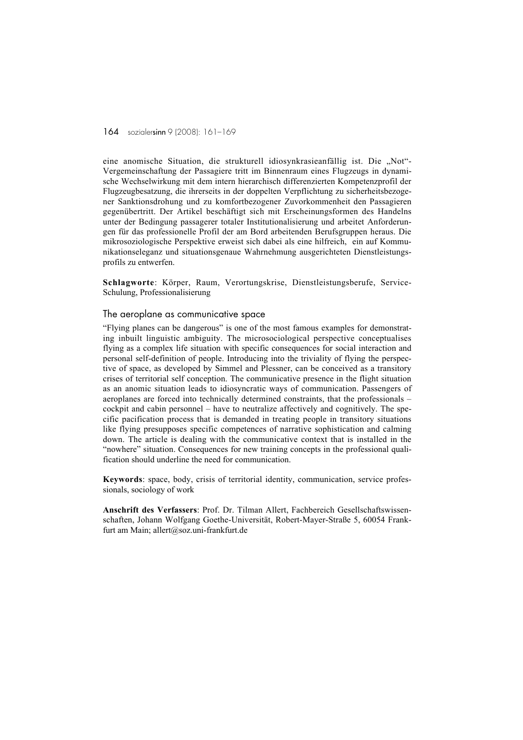eine anomische Situation, die strukturell idiosynkrasieanfällig ist. Die „Not"-Vergemeinschaftung der Passagiere tritt im Binnenraum eines Flugzeugs in dynamische Wechselwirkung mit dem intern hierarchisch differenzierten Kompetenzprofil der Flugzeugbesatzung, die ihrerseits in der doppelten Verpflichtung zu sicherheitsbezogener Sanktionsdrohung und zu komfortbezogener Zuvorkommenheit den Passagieren gegenübertritt. Der Artikel beschäftigt sich mit Erscheinungsformen des Handelns unter der Bedingung passagerer totaler Institutionalisierung und arbeitet Anforderungen für das professionelle Profil der am Bord arbeitenden Berufsgruppen heraus. Die mikrosoziologische Perspektive erweist sich dabei als eine hilfreich, ein auf Kommunikationseleganz und situationsgenaue Wahrnehmung ausgerichteten Dienstleistungsprofils zu entwerfen.

**Schlagworte**: Körper, Raum, Verortungskrise, Dienstleistungsberufe, Service-Schulung, Professionalisierung

## The aeroplane as communicative space

"Flying planes can be dangerous" is one of the most famous examples for demonstrating inbuilt linguistic ambiguity. The microsociological perspective conceptualises flying as a complex life situation with specific consequences for social interaction and personal self-definition of people. Introducing into the triviality of flying the perspective of space, as developed by Simmel and Plessner, can be conceived as a transitory crises of territorial self conception. The communicative presence in the flight situation as an anomic situation leads to idiosyncratic ways of communication. Passengers of aeroplanes are forced into technically determined constraints, that the professionals – cockpit and cabin personnel – have to neutralize affectively and cognitively. The specific pacification process that is demanded in treating people in transitory situations like flying presupposes specific competences of narrative sophistication and calming down. The article is dealing with the communicative context that is installed in the "nowhere" situation. Consequences for new training concepts in the professional qualification should underline the need for communication.

**Keywords**: space, body, crisis of territorial identity, communication, service professionals, sociology of work

**Anschrift des Verfassers**: Prof. Dr. Tilman Allert, Fachbereich Gesellschaftswissenschaften, Johann Wolfgang Goethe-Universität, Robert-Mayer-Straße 5, 60054 Frankfurt am Main; allert@soz.uni-frankfurt.de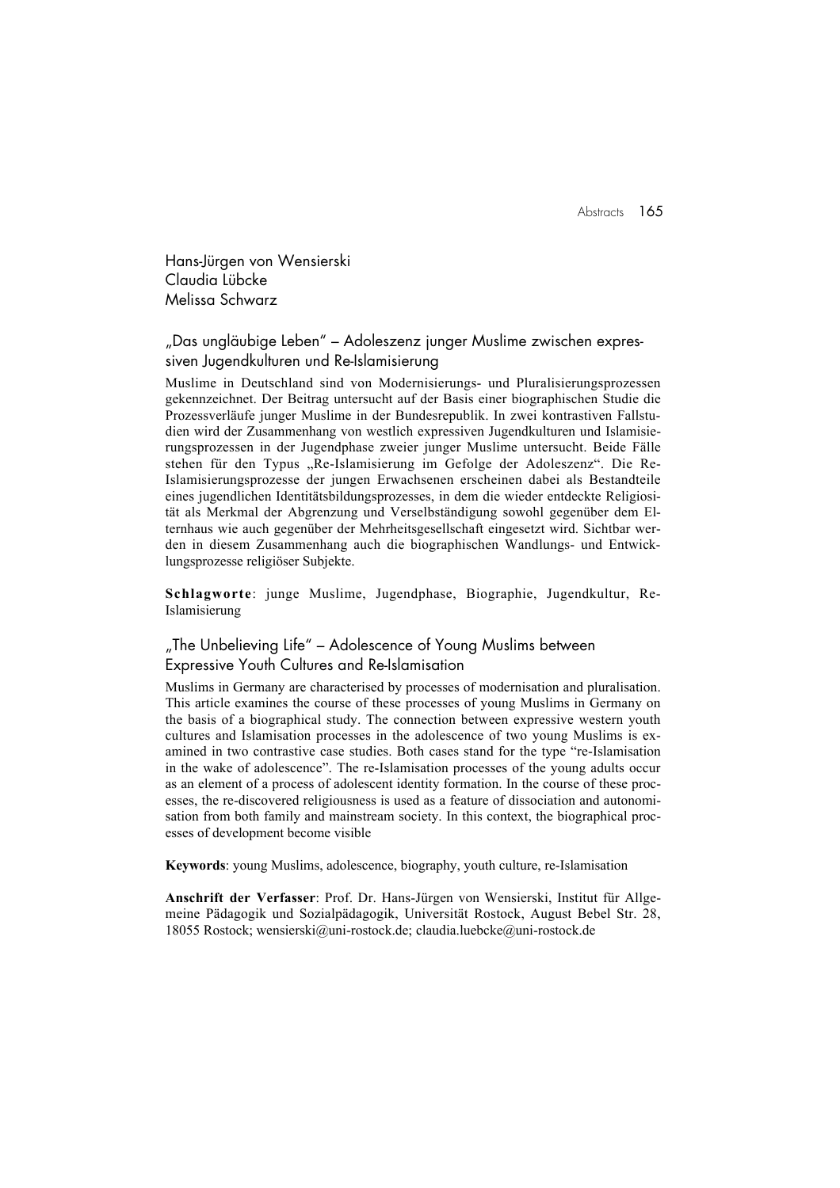Hans-Jürgen von Wensierski
Claudia Lübcke
Melissa Schwarz

## „Das ungläubige Leben" – Adoleszenz junger Muslime zwischen expressiven Jugendkulturen und Re-Islamisierung

Muslime in Deutschland sind von Modernisierungs- und Pluralisierungsprozessen gekennzeichnet. Der Beitrag untersucht auf der Basis einer biographischen Studie die Prozessverläufe junger Muslime in der Bundesrepublik. In zwei kontrastiven Fallstudien wird der Zusammenhang von westlich expressiven Jugendkulturen und Islamisierungsprozessen in der Jugendphase zweier junger Muslime untersucht. Beide Fälle stehen für den Typus „Re-Islamisierung im Gefolge der Adoleszenz". Die Re-Islamisierungsprozesse der jungen Erwachsenen erscheinen dabei als Bestandteile eines jugendlichen Identitätsbildungsprozesses, in dem die wieder entdeckte Religiosität als Merkmal der Abgrenzung und Verselbständigung sowohl gegenüber dem Elternhaus wie auch gegenüber der Mehrheitsgesellschaft eingesetzt wird. Sichtbar werden in diesem Zusammenhang auch die biographischen Wandlungs- und Entwicklungsprozesse religiöser Subjekte.

**Schlagworte**: junge Muslime, Jugendphase, Biographie, Jugendkultur, Re-Islamisierung

## „The Unbelieving Life" – Adolescence of Young Muslims between Expressive Youth Cultures and Re-Islamisation

Muslims in Germany are characterised by processes of modernisation and pluralisation. This article examines the course of these processes of young Muslims in Germany on the basis of a biographical study. The connection between expressive western youth cultures and Islamisation processes in the adolescence of two young Muslims is examined in two contrastive case studies. Both cases stand for the type "re-Islamisation in the wake of adolescence". The re-Islamisation processes of the young adults occur as an element of a process of adolescent identity formation. In the course of these processes, the re-discovered religiousness is used as a feature of dissociation and autonomisation from both family and mainstream society. In this context, the biographical processes of development become visible

**Keywords**: young Muslims, adolescence, biography, youth culture, re-Islamisation

**Anschrift der Verfasser**: Prof. Dr. Hans-Jürgen von Wensierski, Institut für Allgemeine Pädagogik und Sozialpädagogik, Universität Rostock, August Bebel Str. 28, 18055 Rostock; wensierski@uni-rostock.de; claudia.luebcke@uni-rostock.de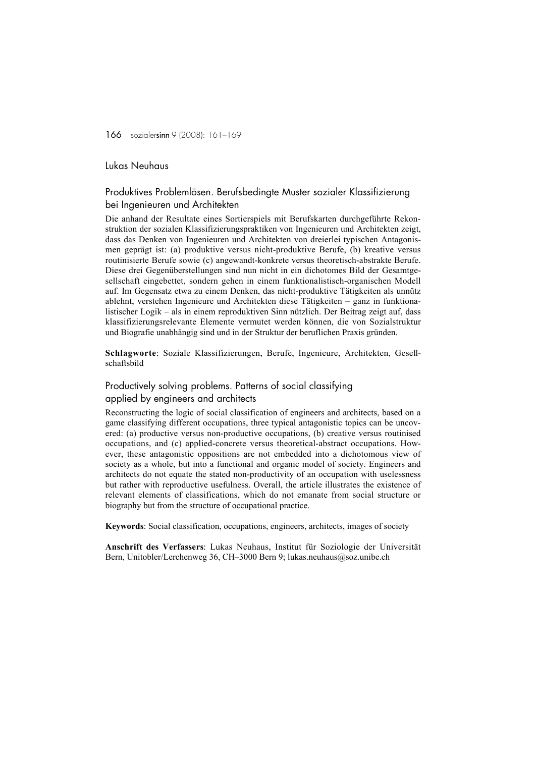## Lukas Neuhaus

### Produktives Problemlösen. Berufsbedingte Muster sozialer Klassifizierung bei Ingenieuren und Architekten

Die anhand der Resultate eines Sortierspiels mit Berufskarten durchgeführte Rekonstruktion der sozialen Klassifizierungspraktiken von Ingenieuren und Architekten zeigt, dass das Denken von Ingenieuren und Architekten von dreierlei typischen Antagonismen geprägt ist: (a) produktive versus nicht-produktive Berufe, (b) kreative versus routinisierte Berufe sowie (c) angewandt-konkrete versus theoretisch-abstrakte Berufe. Diese drei Gegenüberstellungen sind nun nicht in ein dichotomes Bild der Gesamtgesellschaft eingebettet, sondern gehen in einem funktionalistisch-organischen Modell auf. Im Gegensatz etwa zu einem Denken, das nicht-produktive Tätigkeiten als unnütz ablehnt, verstehen Ingenieure und Architekten diese Tätigkeiten – ganz in funktionalistischer Logik – als in einem reproduktiven Sinn nützlich. Der Beitrag zeigt auf, dass klassifizierungsrelevante Elemente vermutet werden können, die von Sozialstruktur und Biografie unabhängig sind und in der Struktur der beruflichen Praxis gründen.

**Schlagworte**: Soziale Klassifizierungen, Berufe, Ingenieure, Architekten, Gesellschaftsbild

### Productively solving problems. Patterns of social classifying applied by engineers and architects

Reconstructing the logic of social classification of engineers and architects, based on a game classifying different occupations, three typical antagonistic topics can be uncovered: (a) productive versus non-productive occupations, (b) creative versus routinised occupations, and (c) applied-concrete versus theoretical-abstract occupations. However, these antagonistic oppositions are not embedded into a dichotomous view of society as a whole, but into a functional and organic model of society. Engineers and architects do not equate the stated non-productivity of an occupation with uselessness but rather with reproductive usefulness. Overall, the article illustrates the existence of relevant elements of classifications, which do not emanate from social structure or biography but from the structure of occupational practice.

**Keywords**: Social classification, occupations, engineers, architects, images of society

**Anschrift des Verfassers**: Lukas Neuhaus, Institut für Soziologie der Universität Bern, Unitobler/Lerchenweg 36, CH–3000 Bern 9; lukas.neuhaus@soz.unibe.ch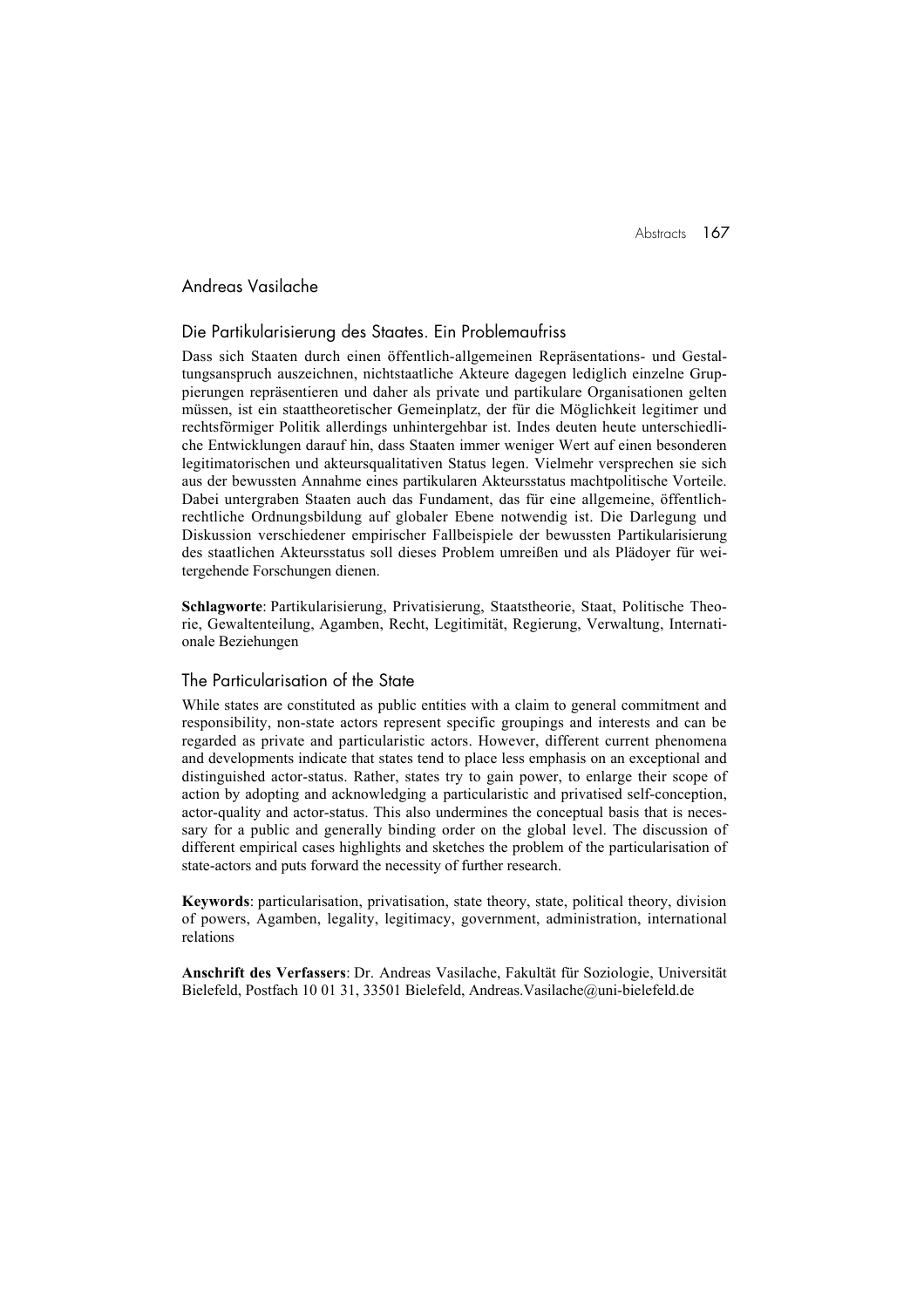## Andreas Vasilache

### Die Partikularisierung des Staates. Ein Problemaufriss

Dass sich Staaten durch einen öffentlich-allgemeinen Repräsentations- und Gestaltungsanspruch auszeichnen, nichtstaatliche Akteure dagegen lediglich einzelne Gruppierungen repräsentieren und daher als private und partikulare Organisationen gelten müssen, ist ein staattheoretischer Gemeinplatz, der für die Möglichkeit legitimer und rechtsförmiger Politik allerdings unhintergehbar ist. Indes deuten heute unterschiedliche Entwicklungen darauf hin, dass Staaten immer weniger Wert auf einen besonderen legitimatorischen und akteursqualitativen Status legen. Vielmehr versprechen sie sich aus der bewussten Annahme eines partikularen Akteursstatus machtpolitische Vorteile. Dabei untergraben Staaten auch das Fundament, das für eine allgemeine, öffentlich-rechtliche Ordnungsbildung auf globaler Ebene notwendig ist. Die Darlegung und Diskussion verschiedener empirischer Fallbeispiele der bewussten Partikularisierung des staatlichen Akteursstatus soll dieses Problem umreißen und als Plädoyer für weitergehende Forschungen dienen.

**Schlagworte**: Partikularisierung, Privatisierung, Staatstheorie, Staat, Politische Theorie, Gewaltenteilung, Agamben, Recht, Legitimität, Regierung, Verwaltung, Internationale Beziehungen

### The Particularisation of the State

While states are constituted as public entities with a claim to general commitment and responsibility, non-state actors represent specific groupings and interests and can be regarded as private and particularistic actors. However, different current phenomena and developments indicate that states tend to place less emphasis on an exceptional and distinguished actor-status. Rather, states try to gain power, to enlarge their scope of action by adopting and acknowledging a particularistic and privatised self-conception, actor-quality and actor-status. This also undermines the conceptual basis that is necessary for a public and generally binding order on the global level. The discussion of different empirical cases highlights and sketches the problem of the particularisation of state-actors and puts forward the necessity of further research.

**Keywords**: particularisation, privatisation, state theory, state, political theory, division of powers, Agamben, legality, legitimacy, government, administration, international relations

**Anschrift des Verfassers**: Dr. Andreas Vasilache, Fakultät für Soziologie, Universität Bielefeld, Postfach 10 01 31, 33501 Bielefeld, Andreas.Vasilache@uni-bielefeld.de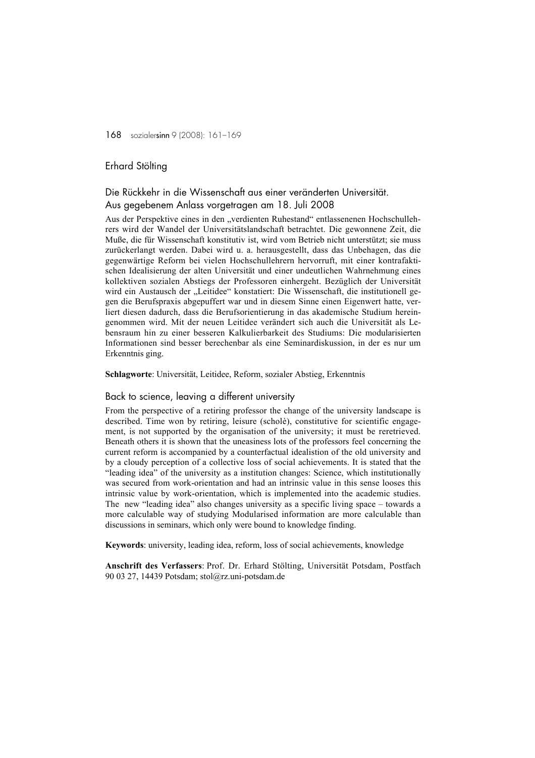Erhard Stölting

## Die Rückkehr in die Wissenschaft aus einer veränderten Universität. Aus gegebenem Anlass vorgetragen am 18. Juli 2008

Aus der Perspektive eines in den „verdienten Ruhestand" entlassenenen Hochschullehrers wird der Wandel der Universitätslandschaft betrachtet. Die gewonnene Zeit, die Muße, die für Wissenschaft konstitutiv ist, wird vom Betrieb nicht unterstützt; sie muss zurückerlangt werden. Dabei wird u. a. herausgestellt, dass das Unbehagen, das die gegenwärtige Reform bei vielen Hochschullehrern hervorruft, mit einer kontrafaktischen Idealisierung der alten Universität und einer undeutlichen Wahrnehmung eines kollektiven sozialen Abstiegs der Professoren einhergeht. Bezüglich der Universität wird ein Austausch der „Leitidee" konstatiert: Die Wissenschaft, die institutionell gegen die Berufspraxis abgepuffert war und in diesem Sinne einen Eigenwert hatte, verliert diesen dadurch, dass die Berufsorientierung in das akademische Studium hereingenommen wird. Mit der neuen Leitidee verändert sich auch die Universität als Lebensraum hin zu einer besseren Kalkulierbarkeit des Studiums: Die modularisierten Informationen sind besser berechenbar als eine Seminardiskussion, in der es nur um Erkenntnis ging.

**Schlagworte**: Universität, Leitidee, Reform, sozialer Abstieg, Erkenntnis

## Back to science, leaving a different university

From the perspective of a retiring professor the change of the university landscape is described. Time won by retiring, leisure (scholè), constitutive for scientific engagement, is not supported by the organisation of the university; it must be reretrieved. Beneath others it is shown that the uneasiness lots of the professors feel concerning the current reform is accompanied by a counterfactual idealistion of the old university and by a cloudy perception of a collective loss of social achievements. It is stated that the "leading idea" of the university as a institution changes: Science, which institutionally was secured from work-orientation and had an intrinsic value in this sense looses this intrinsic value by work-orientation, which is implemented into the academic studies. The new "leading idea" also changes university as a specific living space – towards a more calculable way of studying Modularised information are more calculable than discussions in seminars, which only were bound to knowledge finding.

**Keywords**: university, leading idea, reform, loss of social achievements, knowledge

**Anschrift des Verfassers**: Prof. Dr. Erhard Stölting, Universität Potsdam, Postfach 90 03 27, 14439 Potsdam; stol@rz.uni-potsdam.de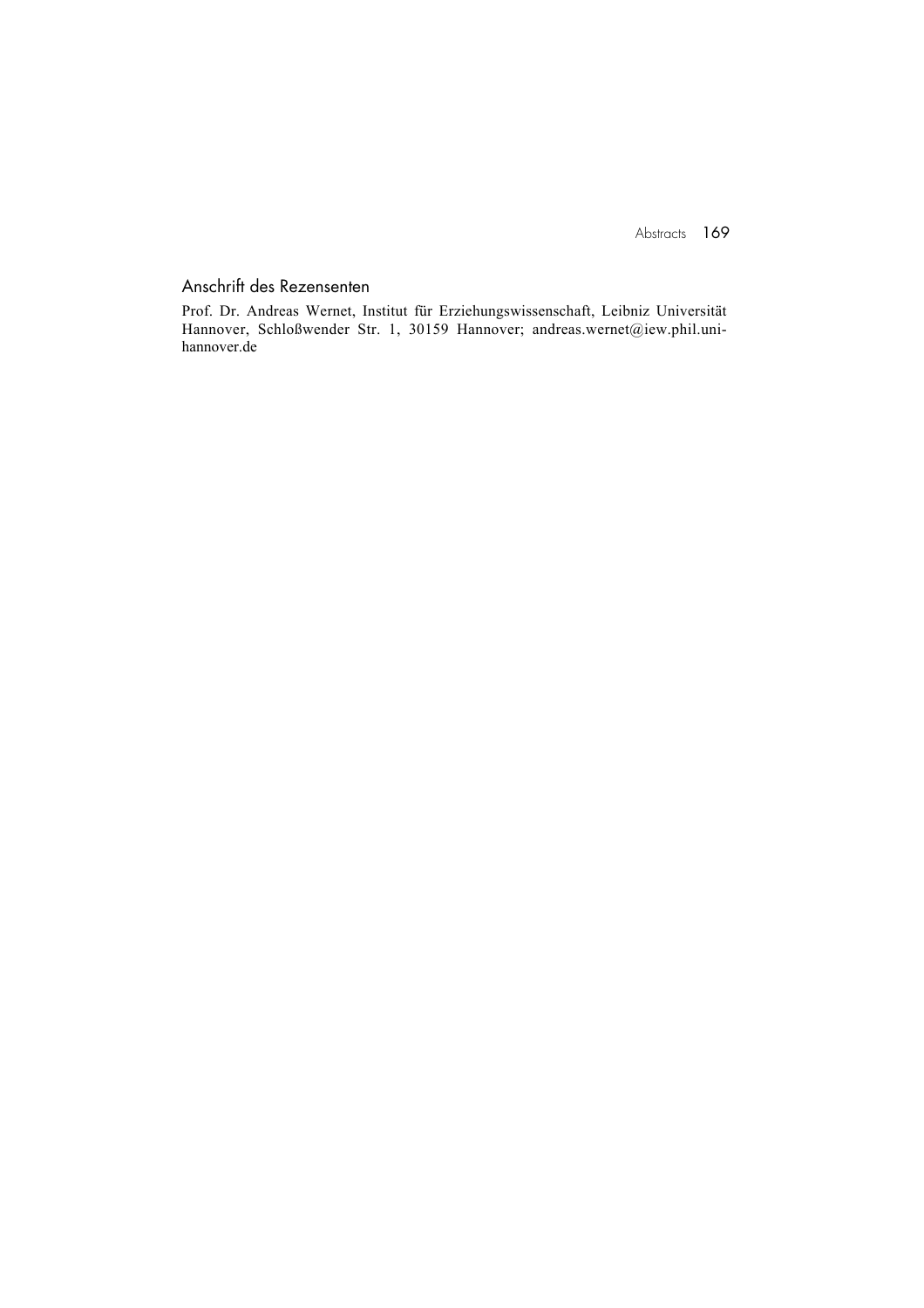## Anschrift des Rezensenten

Prof. Dr. Andreas Wernet, Institut für Erziehungswissenschaft, Leibniz Universität Hannover, Schloßwender Str. 1, 30159 Hannover; andreas.wernet@iew.phil.uni-hannover.de